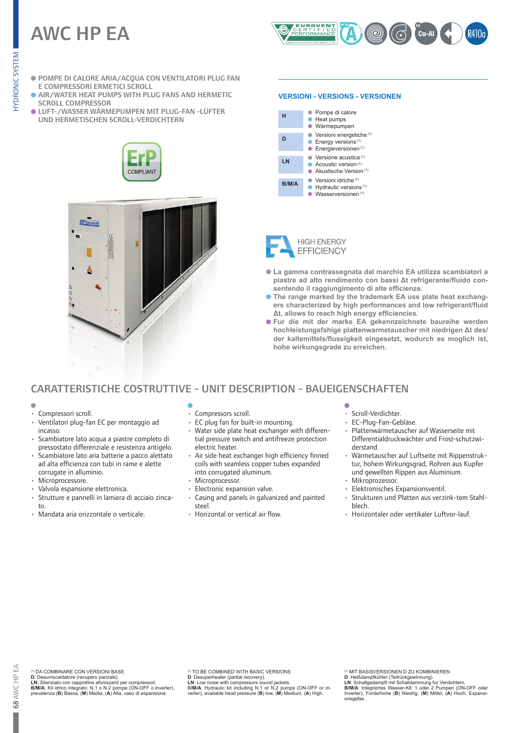# AWC HP EA

- POMPE DI CALORE ARIA/ACQUA CON VENTILATORI PLUG FAN E COMPRESSORI ERMETICI SCROLL
- AIR/WATER HEAT PUMPS WITH PLUG FANS AND HERMETIC SCROLL COMPRESSOR
- LUFT-/WASSER WÄRMEPUMPEN MIT PLUG-FAN -LÜFTER UND HERMETISCHEN SCROLL-VERDICHTERN

ErP COMPLIANT

### VERSIONI - VERSIONS - VERSIONEN

| | |
|---|---|
| **H** | Pompe di calore<br>Heat pumps<br>Wärmepumpen |
| **D** | Versioni energetiche [1]<br>Energy versions [1]<br>Energieversionen [1] |
| **LN** | Versione acustica [1]<br>Acoustic version [1]<br>Akustische Version [1] |
| **B/M/A** | Versioni idriche [1]<br>Hydraulic versions [1]<br>Wasserversionen [1] |

HIGH ENERGY EFFICIENCY

- **La gamma contrassegnata dal marchio EA utilizza scambiatori a piastre ad alto rendimento con bassi Δt refrigerante/fluido consentendo il raggiungimento di alte efficienze.**
- **The range marked by the trademark EA use plate heat exchangers characterized by high performances and low refrigerant/fluid Δt, allows to reach high energy efficiencies.**
- **Fur die mit der marke EA gekennzeichnete baureihe werden hochleistungsfahige plattenwarmetauscher mit niedrigen Δt des/der kaltemittels/flussigkeit eingesetzt, wodurch es moglich ist, hohe wirkungsgrade zu erreichen.**

## CARATTERISTICHE COSTRUTTIVE - UNIT DESCRIPTION - BAUEIGENSCHAFTEN

- Compressori scroll.
- Ventilatori plug-fan EC per montaggio ad incasso.
- Scambiatore lato acqua a piastre completo di pressostato differenziale e resistenza antigelo.
- Scambiatore lato aria batterie a pacco alettato ad alta efficienza con tubi in rame e alette corrugate in alluminio.
- Microprocessore.
- Valvola espansione elettronica.
- Strutture e pannelli in lamiera di acciaio zincato.
- Mandata aria orizzontale o verticale.

---

- Compressors scroll.
- EC plug fan for built-in mounting.
- Water side plate heat exchanger with differential pressure switch and antifreeze protection electric heater.
- Air side heat exchanger high efficiency finned coils with seamless copper tubes expanded into corrugated aluminum.
- Microprocessor.
- Electronic expansion valve.
- Casing and panels in galvanized and painted steel.
- Horizontal or vertical air flow.

---

- Scroll-Verdichter.
- EC-Plug-Fan-Gebläse.
- Plattenwärmetauscher auf Wasserseite mit Differentialdruckwächter und Frost-schutzwiderstand.
- Wärmetauscher auf Luftseite mit Rippenstruktur, hohem Wirkungsgrad, Rohren aus Kupfer und gewellten Rippen aus Aluminium.
- Mikroprozessor.
- Elektronisches Expansionsventil.
- Strukturen und Platten aus verzink-tem Stahlblech.
- Horizontaler oder vertikaler Luftvor-lauf.

---

[1] DA COMBINARE CON VERSIONI BASE
**D**: Desurriscaldatore (recupero parziale).
**LN**: Silenziato con cappottine afonizzanti per compressori.
**B/M/A**: Kit idrico integrato: N.1 o N.2 pompe (ON-OFF o inverter), prevalenza (**B**) Bassa, (**M**) Media, (**A**) Alta, vaso di espansione.

[1] TO BE COMBINED WITH BASIC VERSIONS
**D**: Desuperheater (partial recovery).
**LN**: Low noise with compressors sound jackets.
**B/M/A**: Hydraulic kit including N.1 or N.2 pumps (ON-OFF or inverter), available head pressure (**B**) low, (**M**) Medium, (**A**) High.

[1] MIT BASISVERSIONEN D ZU KOMBINIEREN
**D**: Heißdampfkühler (Teilrückgewinnung).
**LN**: Schallgedampft mit Schalldammung fur Verdichtern.
**B/M/A**: Integriertes Wasser-Kit: 1 oder 2 Pumpen (ON-OFF oder Inverter), Forderhohe (**B**) Niedrig, (**M**) Mittel, (**A**) Hoch, Expansionsgefas.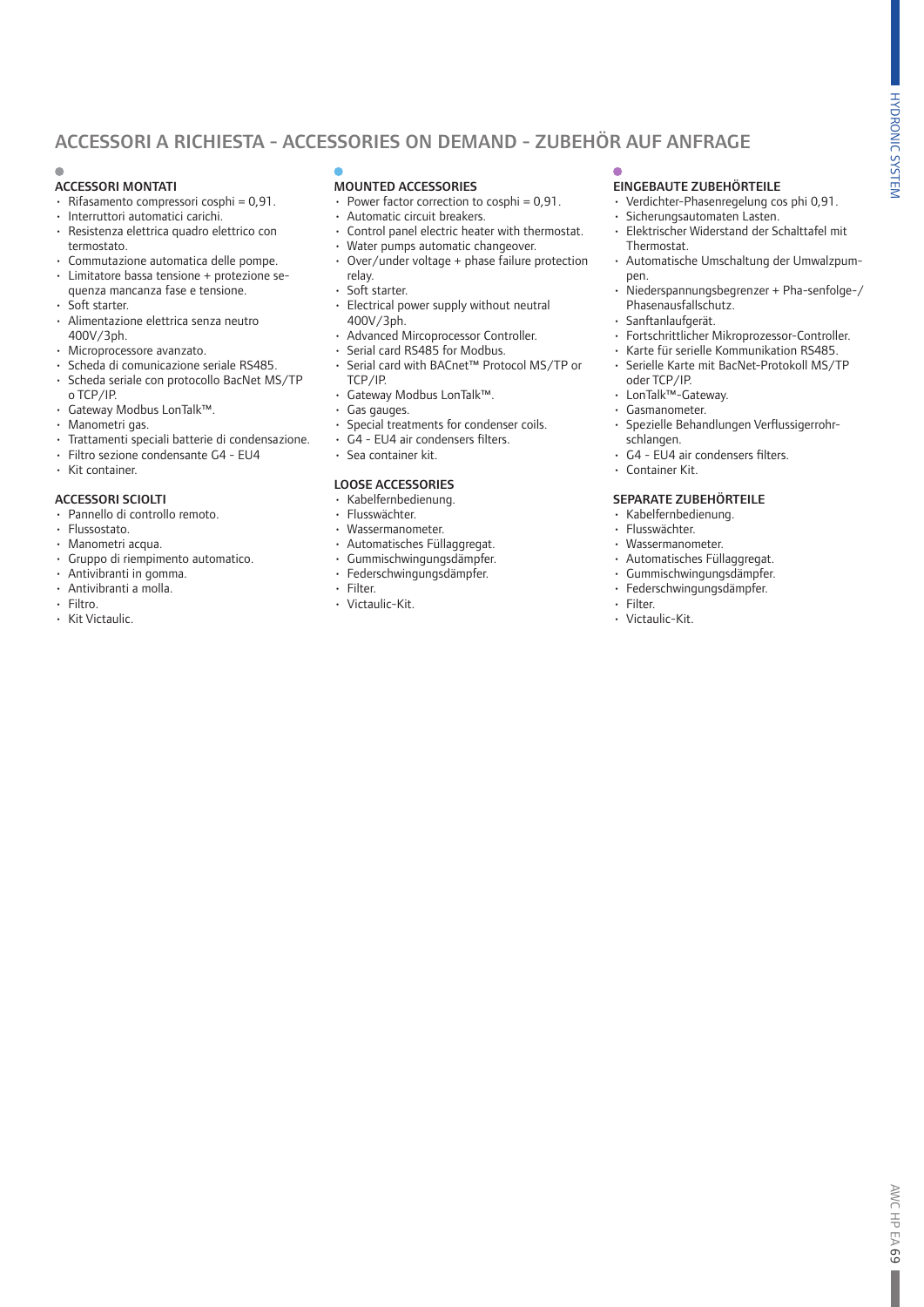# ACCESSORI A RICHIESTA - ACCESSORIES ON DEMAND - ZUBEHÖR AUF ANFRAGE

### ACCESSORI MONTATI

- Rifasamento compressori cosphi = 0,91.
- Interruttori automatici carichi.
- Resistenza elettrica quadro elettrico con termostato.
- Commutazione automatica delle pompe.
- Limitatore bassa tensione + protezione sequenza mancanza fase e tensione.
- Soft starter.
- Alimentazione elettrica senza neutro 400V/3ph.
- Microprocessore avanzato.
- Scheda di comunicazione seriale RS485.
- Scheda seriale con protocollo BacNet MS/TP o TCP/IP.
- Gateway Modbus LonTalk™.
- Manometri gas.
- Trattamenti speciali batterie di condensazione.
- Filtro sezione condensante G4 - EU4
- Kit container.

### ACCESSORI SCIOLTI

- Pannello di controllo remoto.
- Flussostato.
- Manometri acqua.
- Gruppo di riempimento automatico.
- Antivibranti in gomma.
- Antivibranti a molla.
- Filtro.
- Kit Victaulic.

### MOUNTED ACCESSORIES

- Power factor correction to cosphi = 0,91.
- Automatic circuit breakers.
- Control panel electric heater with thermostat.
- Water pumps automatic changeover.
- Over/under voltage + phase failure protection relay.
- Soft starter.
- Electrical power supply without neutral 400V/3ph.
- Advanced Mircoprocessor Controller.
- Serial card RS485 for Modbus.
- Serial card with BACnet™ Protocol MS/TP or TCP/IP.
- Gateway Modbus LonTalk™.
- Gas gauges.
- Special treatments for condenser coils.
- G4 - EU4 air condensers filters.
- Sea container kit.

### LOOSE ACCESSORIES

- Kabelfernbedienung.
- Flusswächter.
- Wassermanometer.
- Automatisches Füllaggregat.
- Gummischwingungsdämpfer.
- Federschwingungsdämpfer.
- Filter.
- Victaulic-Kit.

### EINGEBAUTE ZUBEHÖRTEILE

- Verdichter-Phasenregelung cos phi 0,91.
- Sicherungsautomaten Lasten.
- Elektrischer Widerstand der Schalttafel mit Thermostat.
- Automatische Umschaltung der Umwalzpumpen.
- Niederspannungsbegrenzer + Pha-senfolge-/Phasenausfallschutz.
- Sanftanlaufgerät.
- Fortschrittlicher Mikroprozessor-Controller.
- Karte für serielle Kommunikation RS485.
- Serielle Karte mit BacNet-Protokoll MS/TP oder TCP/IP.
- LonTalk™-Gateway.
- Gasmanometer.
- Spezielle Behandlungen Verflussigerrohrschlangen.
- G4 - EU4 air condensers filters.
- Container Kit.

### SEPARATE ZUBEHÖRTEILE

- Kabelfernbedienung.
- Flusswächter.
- Wassermanometer.
- Automatisches Füllaggregat.
- Gummischwingungsdämpfer.
- Federschwingungsdämpfer.
- Filter.
- Victaulic-Kit.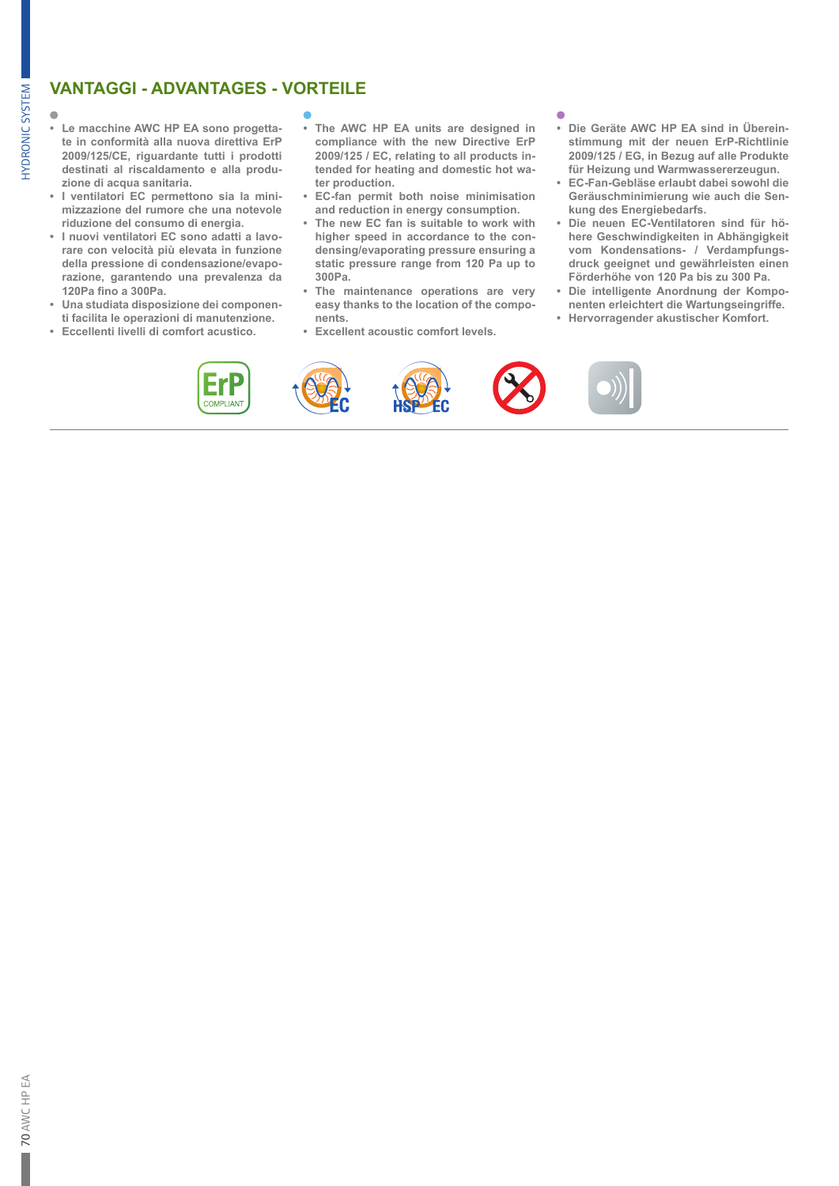## VANTAGGI - ADVANTAGES - VORTEILE

- Le macchine AWC HP EA sono progettate in conformità alla nuova direttiva ErP 2009/125/CE, riguardante tutti i prodotti destinati al riscaldamento e alla produzione di acqua sanitaria.
- I ventilatori EC permettono sia la minimizzazione del rumore che una notevole riduzione del consumo di energia.
- I nuovi ventilatori EC sono adatti a lavorare con velocità più elevata in funzione della pressione di condensazione/evaporazione, garantendo una prevalenza da 120Pa fino a 300Pa.
- Una studiata disposizione dei componenti facilita le operazioni di manutenzione.
- Eccellenti livelli di comfort acustico.

- The AWC HP EA units are designed in compliance with the new Directive ErP 2009/125 / EC, relating to all products intended for heating and domestic hot water production.
- EC-fan permit both noise minimisation and reduction in energy consumption.
- The new EC fan is suitable to work with higher speed in accordance to the condensing/evaporating pressure ensuring a static pressure range from 120 Pa up to 300Pa.
- The maintenance operations are very easy thanks to the location of the components.
- Excellent acoustic comfort levels.

- Die Geräte AWC HP EA sind in Übereinstimmung mit der neuen ErP-Richtlinie 2009/125 / EG, in Bezug auf alle Produkte für Heizung und Warmwassererzeugun.
- EC-Fan-Gebläse erlaubt dabei sowohl die Geräuschminimierung wie auch die Senkung des Energiebedarfs.
- Die neuen EC-Ventilatoren sind für höhere Geschwindigkeiten in Abhängigkeit vom Kondensations- / Verdampfungsdruck geeignet und gewährleisten einen Förderhöhe von 120 Pa bis zu 300 Pa.
- Die intelligente Anordnung der Komponenten erleichtert die Wartungseingriffe.
- Hervorragender akustischer Komfort.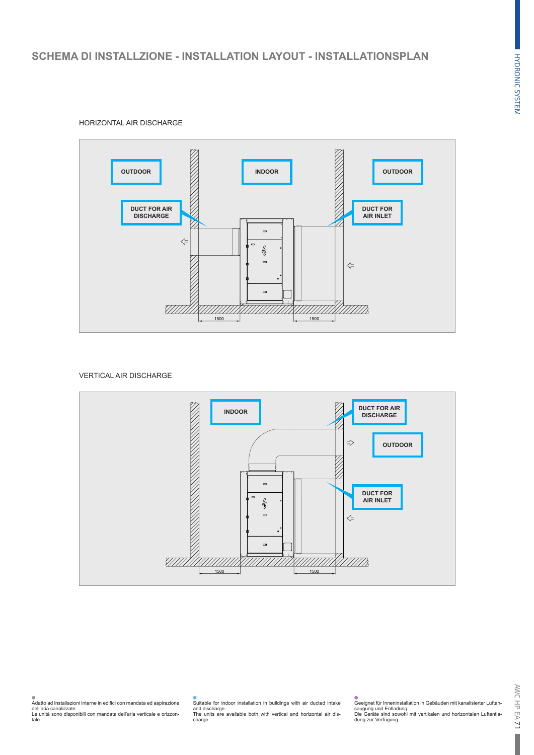## SCHEMA DI INSTALLZIONE - INSTALLATION LAYOUT - INSTALLATIONSPLAN

HORIZONTAL AIR DISCHARGE

OUTDOOR

INDOOR

OUTDOOR

DUCT FOR AIR DISCHARGE

DUCT FOR AIR INLET

1500

1500

VERTICAL AIR DISCHARGE

INDOOR

DUCT FOR AIR DISCHARGE

OUTDOOR

DUCT FOR AIR INLET

1500

1500

Adatto ad installazioni interne in edifici con mandata ed aspirazione dell'aria canalizzate.
Le unità sono disponibili con mandata dell'aria verticale e orizzontale.

Suitable for indoor installation in buildings with air ducted intake and discharge.
The units are available both with vertical and horizontal air discharge.

Geeignet für Inneninstallation in Gebäuden mit kanalisierter Luftansaugung und Entladung.
Die Geräte sind sowohl mit vertikalen und horizontalen Luftentladung zur Verfügung.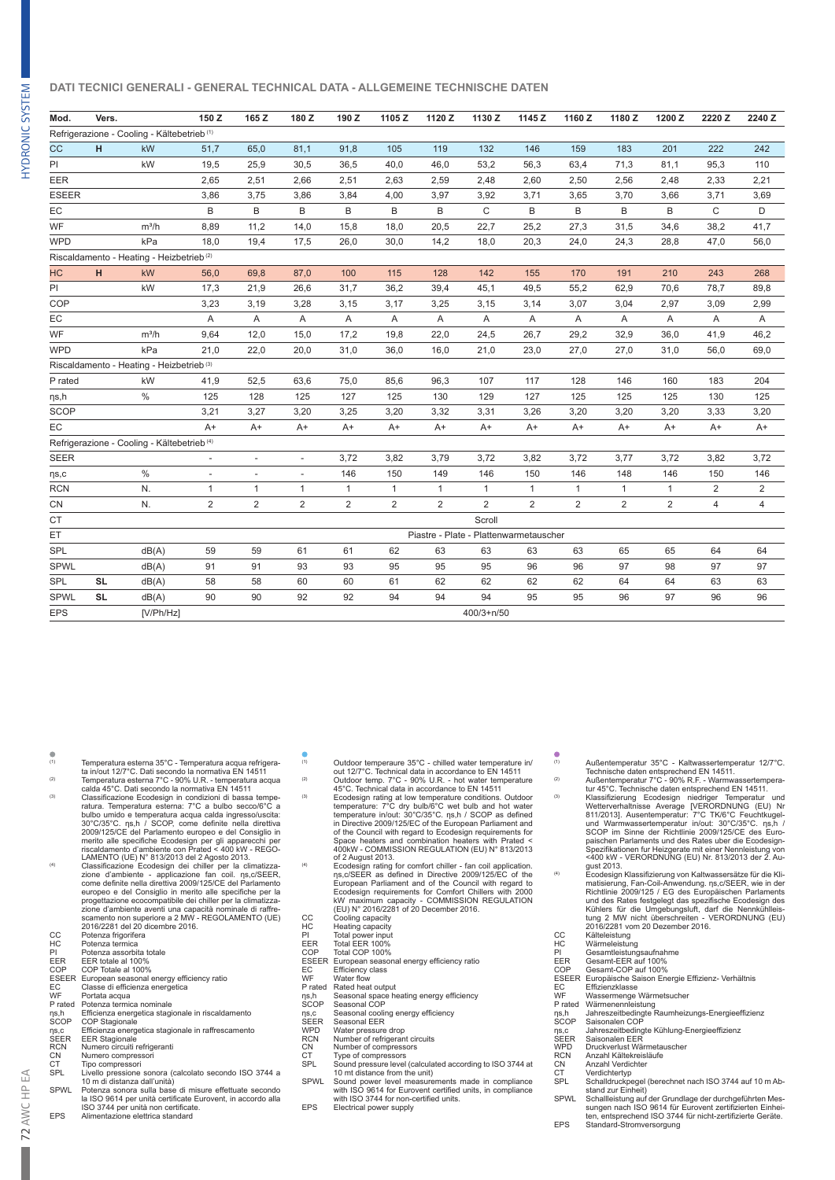## DATI TECNICI GENERALI - GENERAL TECHNICAL DATA - ALLGEMEINE TECHNISCHE DATEN

| Mod. | Vers. | | 150 Z | 165 Z | 180 Z | 190 Z | 1105 Z | 1120 Z | 1130 Z | 1145 Z | 1160 Z | 1180 Z | 1200 Z | 2220 Z | 2240 Z |
|---|---|---|---|---|---|---|---|---|---|---|---|---|---|---|---|
| Refrigerazione - Cooling - Kältebetrieb [1] | | | | | | | | | | | | | | | |
| CC | H | kW | 51,7 | 65,0 | 81,1 | 91,8 | 105 | 119 | 132 | 146 | 159 | 183 | 201 | 222 | 242 |
| PI | | kW | 19,5 | 25,9 | 30,5 | 36,5 | 40,0 | 46,0 | 53,2 | 56,3 | 63,4 | 71,3 | 81,1 | 95,3 | 110 |
| EER | | | 2,65 | 2,51 | 2,66 | 2,51 | 2,63 | 2,59 | 2,48 | 2,60 | 2,50 | 2,56 | 2,48 | 2,33 | 2,21 |
| ESEER | | | 3,86 | 3,75 | 3,86 | 3,84 | 4,00 | 3,97 | 3,92 | 3,71 | 3,65 | 3,70 | 3,66 | 3,71 | 3,69 |
| EC | | | B | B | B | B | B | B | C | B | B | B | B | C | D |
| WF | | m³/h | 8,89 | 11,2 | 14,0 | 15,8 | 18,0 | 20,5 | 22,7 | 25,2 | 27,3 | 31,5 | 34,6 | 38,2 | 41,7 |
| WPD | | kPa | 18,0 | 19,4 | 17,5 | 26,0 | 30,0 | 14,2 | 18,0 | 20,3 | 24,0 | 24,3 | 28,8 | 47,0 | 56,0 |
| Riscaldamento - Heating - Heizbetrieb [2] | | | | | | | | | | | | | | | |
| HC | H | kW | 56,0 | 69,8 | 87,0 | 100 | 115 | 128 | 142 | 155 | 170 | 191 | 210 | 243 | 268 |
| PI | | kW | 17,3 | 21,9 | 26,6 | 31,7 | 36,2 | 39,4 | 45,1 | 49,5 | 55,2 | 62,9 | 70,6 | 78,7 | 89,8 |
| COP | | | 3,23 | 3,19 | 3,28 | 3,15 | 3,17 | 3,25 | 3,15 | 3,14 | 3,07 | 3,04 | 2,97 | 3,09 | 2,99 |
| EC | | | A | A | A | A | A | A | A | A | A | A | A | A | A |
| WF | | m³/h | 9,64 | 12,0 | 15,0 | 17,2 | 19,8 | 22,0 | 24,5 | 26,7 | 29,2 | 32,9 | 36,0 | 41,9 | 46,2 |
| WPD | | kPa | 21,0 | 22,0 | 20,0 | 31,0 | 36,0 | 16,0 | 21,0 | 23,0 | 27,0 | 27,0 | 31,0 | 56,0 | 69,0 |
| Riscaldamento - Heating - Heizbetrieb [3] | | | | | | | | | | | | | | | |
| P rated | | kW | 41,9 | 52,5 | 63,6 | 75,0 | 85,6 | 96,3 | 107 | 117 | 128 | 146 | 160 | 183 | 204 |
| ηs,h | | % | 125 | 128 | 125 | 127 | 125 | 130 | 129 | 127 | 125 | 125 | 125 | 130 | 125 |
| SCOP | | | 3,21 | 3,27 | 3,20 | 3,25 | 3,20 | 3,32 | 3,31 | 3,26 | 3,20 | 3,20 | 3,20 | 3,33 | 3,20 |
| EC | | | A+ | A+ | A+ | A+ | A+ | A+ | A+ | A+ | A+ | A+ | A+ | A+ | A+ |
| Refrigerazione - Cooling - Kältebetrieb [4] | | | | | | | | | | | | | | | |
| SEER | | | - | - | - | 3,72 | 3,82 | 3,79 | 3,72 | 3,82 | 3,72 | 3,77 | 3,72 | 3,82 | 3,72 |
| ηs,c | | % | - | - | - | 146 | 150 | 149 | 146 | 150 | 146 | 148 | 146 | 150 | 146 |
| RCN | | N. | 1 | 1 | 1 | 1 | 1 | 1 | 1 | 1 | 1 | 1 | 1 | 2 | 2 |
| CN | | N. | 2 | 2 | 2 | 2 | 2 | 2 | 2 | 2 | 2 | 2 | 2 | 4 | 4 |
| CT | | | Scroll | | | | | | | | | | | | |
| ET | | | Piastre - Plate - Plattenwarmetauscher | | | | | | | | | | | | |
| SPL | | dB(A) | 59 | 59 | 61 | 61 | 62 | 63 | 63 | 63 | 63 | 65 | 65 | 64 | 64 |
| SPWL | | dB(A) | 91 | 91 | 93 | 93 | 95 | 95 | 95 | 96 | 96 | 97 | 98 | 97 | 97 |
| SPL | SL | dB(A) | 58 | 58 | 60 | 60 | 61 | 62 | 62 | 62 | 62 | 64 | 64 | 63 | 63 |
| SPWL | SL | dB(A) | 90 | 90 | 92 | 92 | 94 | 94 | 94 | 95 | 95 | 96 | 97 | 96 | 96 |
| EPS | | [V/Ph/Hz] | 400/3+n/50 | | | | | | | | | | | | |

(1) Temperatura esterna 35°C - Temperatura acqua refrigerata in/out 12/7°C. Dati secondo la normativa EN 14511
(2) Temperatura esterna 7°C - 90% U.R. - temperatura acqua calda 45°C. Dati secondo la normativa EN 14511
(3) Classificazione Ecodesign in condizioni di bassa temperatura. Temperatura esterna: 7°C a bulbo secco/6°C a bulbo umido e temperatura acqua calda ingresso/uscita: 30°C/35°C. ηs,h / SCOP, come definite nella direttiva 2009/125/CE del Parlamento europeo e del Consiglio in merito alle specifiche Ecodesign per gli apparecchi per riscaldamento d'ambiente con Prated < 400 kW - REGOLAMENTO (UE) N° 813/2013 del 2 Agosto 2013.
(4) Classificazione Ecodesign dei chiller per la climatizzazione d'ambiente - applicazione fan coil. ηs,c/SEER, come definite nella direttiva 2009/125/CE del Parlamento europeo e del Consiglio in merito alle specifiche per la progettazione ecocompatibile dei chiller per la climatizzazione d'ambiente aventi una capacità nominale di raffrescamento non superiore a 2 MW - REGOLAMENTO (UE) 2016/2281 del 20 dicembre 2016.

- CC Potenza frigorifera
- HC Potenza termica
- PI Potenza assorbita totale
- EER EER totale al 100%
- COP COP Totale al 100%
- ESEER European seasonal energy efficiency ratio
- EC Classe di efficienza energetica
- WF Portata acqua
- P rated Potenza termica nominale
- ηs,h Efficienza energetica stagionale in riscaldamento
- SCOP COP Stagionale
- ηs,c Efficienza energetica stagionale in raffrescamento
- SEER EER Stagionale
- RCN Numero circuiti refrigeranti
- CN Numero compressori
- CT Tipo compressori
- SPL Livello pressione sonora (calcolato secondo ISO 3744 a 10 m di distanza dall'unità)
- SPWL Potenza sonora sulla base di misure effettuate secondo la ISO 9614 per unità certificate Eurovent, in accordo alla ISO 3744 per unità non certificate.
- EPS Alimentazione elettrica standard

(1) Outdoor temperaure 35°C - chilled water temperature in/out 12/7°C. Technical data in accordance to EN 14511
(2) Outdoor temp. 7°C - 90% U.R. - hot water temperature 45°C. Technical data in accordance to EN 14511
(3) Ecodesign rating at low temperature conditions. Outdoor temperature: 7°C dry bulb/6°C wet bulb and hot water temperature in/out: 30°C/35°C. ηs,h / SCOP as defined in Directive 2009/125/EC of the European Parliament and of the Council with regard to Ecodesign requirements for Space heaters and combination heaters with Prated < 400kW - COMMISSION REGULATION (EU) N° 813/2013 of 2 August 2013.
(4) Ecodesign rating for comfort chiller - fan coil application. ηs,c/SEER as defined in Directive 2009/125/EC of the European Parliament and of the Council with regard to Ecodesign requirements for Comfort Chillers with 2000 kW maximum capacity - COMMISSION REGULATION (EU) N° 2016/2281 of 20 December 2016.

- CC Cooling capacity
- HC Heating capacity
- PI Total power input
- EER Total EER 100%
- COP Total COP 100%
- ESEER European seasonal energy efficiency ratio
- EC Efficiency class
- WF Water flow
- P rated Rated heat output
- ηs,h Seasonal space heating energy efficiency
- SCOP Seasonal COP
- ηs,c Seasonal cooling energy efficiency
- SEER Seasonal EER
- WPD Water pressure drop
- RCN Number of refrigerant circuits
- CN Number of compressors
- CT Type of compressors
- SPL Sound pressure level (calculated according to ISO 3744 at 10 mt distance from the unit)
- SPWL Sound power level measurements made in compliance with ISO 9614 for Eurovent certified units, in compliance with ISO 3744 for non-certified units.
- EPS Electrical power supply

(1) Außentemperatur 35°C - Kaltwassertemperatur 12/7°C. Technische daten entsprechend EN 14511.
(2) Außentemperatur 7°C - 90% R.F. - Warmwassertemperatur 45°C. Technische daten entsprechend EN 14511.
(3) Klassifizierung Ecodesign niedriger Temperatur und Wetterverhaltnisse Average [VERORDNUNG (EU) Nr 811/2013]. Ausentemperatur: 7°C TK/6°C Feuchtkugel- und Warmwassertemperatur in/out: 30°C/35°C. ηs,h / SCOP im Sinne der Richtlinie 2009/125/CE des Europaischen Parlaments und des Rates uber die Ecodesign-Spezifikationen fur Heizgerate mit einer Nennleistung von <400 kW - VERORDNUNG (EU) Nr. 813/2013 der 2. August 2013.
(4) Ecodesign Klassifizierung von Kaltwassersätze für die Klimatisierung, Fan-Coil-Anwendung. ηs,c/SEER, wie in der Richtlinie 2009/125 / EG des Europäischen Parlaments und des Rates festgelegt das spezifische Ecodesign des Kühlers für die Umgebungsluft, darf die Nennkühlleistung 2 MW nicht überschreiten - VERORDNUNG (EU) 2016/2281 vom 20 Dezember 2016.

- CC Kälteleistung
- HC Wärmeleistung
- PI Gesamtleistungsaufnahme
- EER Gesamt-EER auf 100%
- COP Gesamt-COP auf 100%
- ESEER Europäische Saison Energie Effizienz- Verhältnis
- EC Effizienzklasse
- WF Wassermenge Wärmetscher
- P rated Wärmenennleistung
- ηs,h Jahreszeitbedingte Raumheizungs-Energieeffizienz
- SCOP Saisonalen COP
- ηs,c Jahreszeitbedingte Kühlung-Energieeffizienz
- SEER Saisonalen EER
- WPD Druckverlust Wärmetauscher
- RCN Anzahl Kältekreisläufe
- CN Anzahl Verdichter
- CT Verdichtertyp
- SPL Schalldruckpegel (berechnet nach ISO 3744 auf 10 m Abstand zur Einheit)
- SPWL Schalleistung auf der Grundlage der durchgeführten Messungen nach ISO 9614 für Eurovent zertifizierten Einheiten, entsprechend ISO 3744 für nicht-zertifizierte Geräte.
- EPS Standard-Stromversorgung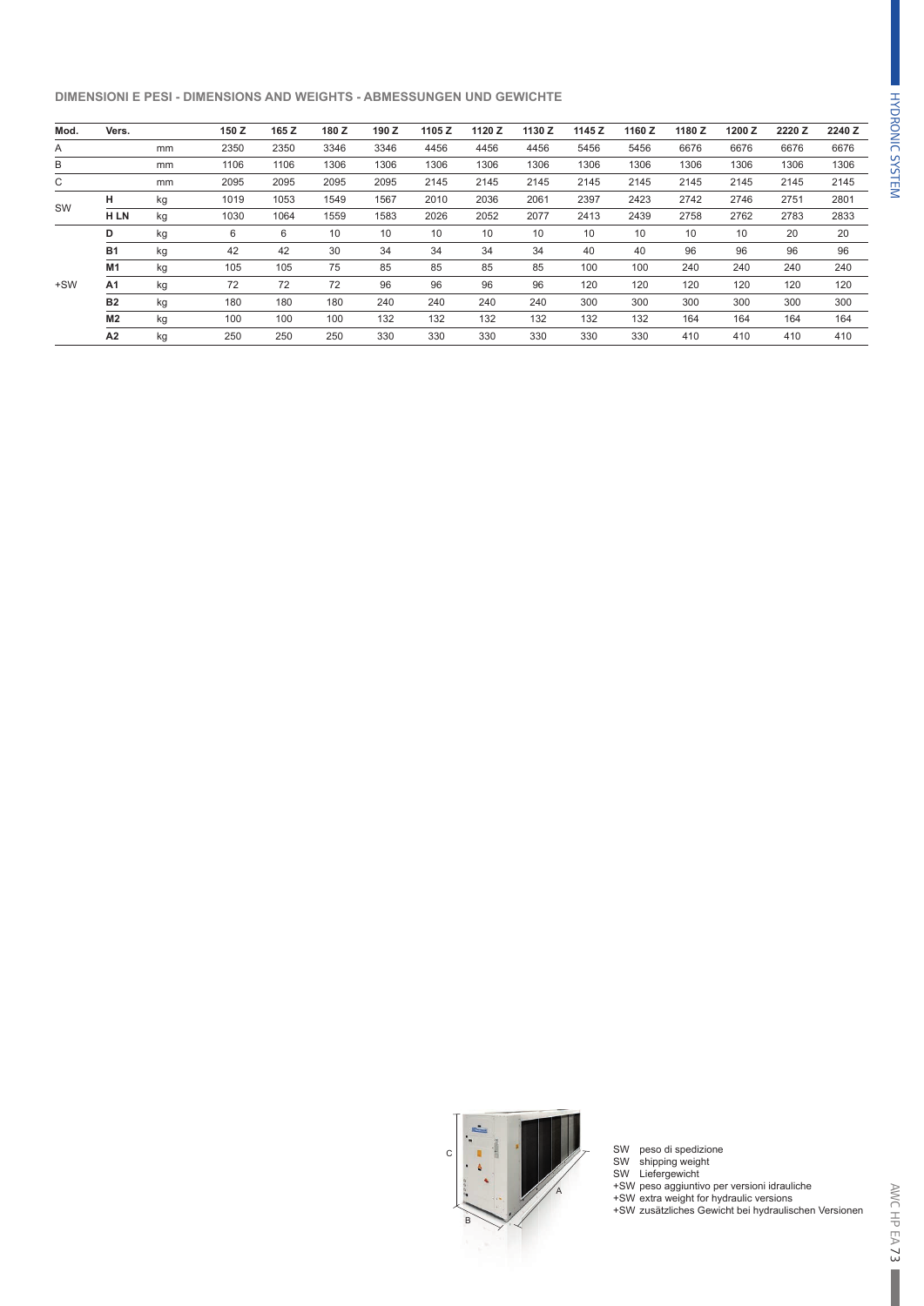## DIMENSIONI E PESI - DIMENSIONS AND WEIGHTS - ABMESSUNGEN UND GEWICHTE

| Mod. | Vers. | | 150 Z | 165 Z | 180 Z | 190 Z | 1105 Z | 1120 Z | 1130 Z | 1145 Z | 1160 Z | 1180 Z | 1200 Z | 2220 Z | 2240 Z |
|---|---|---|---|---|---|---|---|---|---|---|---|---|---|---|---|
| A | | mm | 2350 | 2350 | 3346 | 3346 | 4456 | 4456 | 4456 | 5456 | 5456 | 6676 | 6676 | 6676 | 6676 |
| B | | mm | 1106 | 1106 | 1306 | 1306 | 1306 | 1306 | 1306 | 1306 | 1306 | 1306 | 1306 | 1306 | 1306 |
| C | | mm | 2095 | 2095 | 2095 | 2095 | 2145 | 2145 | 2145 | 2145 | 2145 | 2145 | 2145 | 2145 | 2145 |
| SW | **H** | kg | 1019 | 1053 | 1549 | 1567 | 2010 | 2036 | 2061 | 2397 | 2423 | 2742 | 2746 | 2751 | 2801 |
| | **H LN** | kg | 1030 | 1064 | 1559 | 1583 | 2026 | 2052 | 2077 | 2413 | 2439 | 2758 | 2762 | 2783 | 2833 |
| +SW | **D** | kg | 6 | 6 | 10 | 10 | 10 | 10 | 10 | 10 | 10 | 10 | 10 | 20 | 20 |
| | **B1** | kg | 42 | 42 | 30 | 34 | 34 | 34 | 34 | 40 | 40 | 96 | 96 | 96 | 96 |
| | **M1** | kg | 105 | 105 | 75 | 85 | 85 | 85 | 85 | 100 | 100 | 240 | 240 | 240 | 240 |
| | **A1** | kg | 72 | 72 | 72 | 96 | 96 | 96 | 96 | 120 | 120 | 120 | 120 | 120 | 120 |
| | **B2** | kg | 180 | 180 | 180 | 240 | 240 | 240 | 240 | 300 | 300 | 300 | 300 | 300 | 300 |
| | **M2** | kg | 100 | 100 | 100 | 132 | 132 | 132 | 132 | 132 | 132 | 164 | 164 | 164 | 164 |
| | **A2** | kg | 250 | 250 | 250 | 330 | 330 | 330 | 330 | 330 | 330 | 410 | 410 | 410 | 410 |

C
A
B

SW peso di spedizione
SW shipping weight
SW Liefergewicht
+SW peso aggiuntivo per versioni idrauliche
+SW extra weight for hydraulic versions
+SW zusätzliches Gewicht bei hydraulischen Versionen